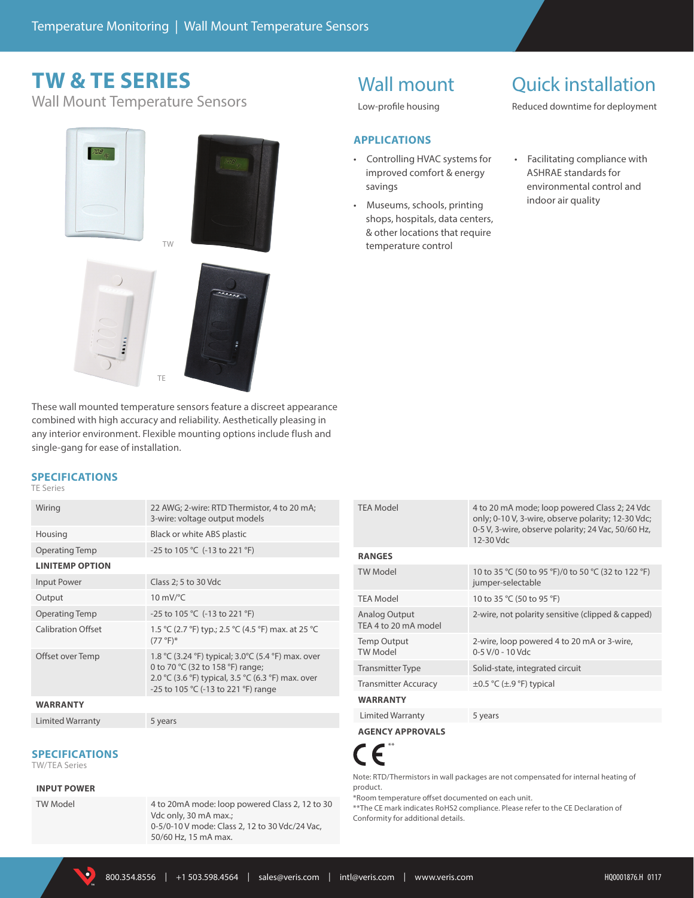# TW & TE SERIES

Wall Mount Temperature Sensors

TW

TE

## Wall mount

Low-profile housing

## Quick installation

Reduced downtime for deployment

### APPLICATIONS

- Controlling HVAC systems for improved comfort & energy savings
- Museums, schools, printing shops, hospitals, data centers, & other locations that require temperature control
- Facilitating compliance with ASHRAE standards for environmental control and indoor air quality

These wall mounted temperature sensors feature a discreet appearance combined with high accuracy and reliability. Aesthetically pleasing in any interior environment. Flexible mounting options include flush and single-gang for ease of installation.

### SPECIFICATIONS

TE Series

| | |
|---|---|
| Wiring | 22 AWG; 2-wire: RTD Thermistor, 4 to 20 mA; 3-wire: voltage output models |
| Housing | Black or white ABS plastic |
| Operating Temp | -25 to 105 °C (-13 to 221 °F) |
| **LINITEMP OPTION** | |
| Input Power | Class 2; 5 to 30 Vdc |
| Output | 10 mV/°C |
| Operating Temp | -25 to 105 °C (-13 to 221 °F) |
| Calibration Offset | 1.5 °C (2.7 °F) typ.; 2.5 °C (4.5 °F) max. at 25 °C (77 °F)* |
| Offset over Temp | 1.8 °C (3.24 °F) typical; 3.0°C (5.4 °F) max. over 0 to 70 °C (32 to 158 °F) range; 2.0 °C (3.6 °F) typical, 3.5 °C (6.3 °F) max. over -25 to 105 °C (-13 to 221 °F) range |
| **WARRANTY** | |
| Limited Warranty | 5 years |

### SPECIFICATIONS

TW/TEA Series

| | |
|---|---|
| **INPUT POWER** | |
| TW Model | 4 to 20mA mode: loop powered Class 2, 12 to 30 Vdc only, 30 mA max.; 0-5/0-10 V mode: Class 2, 12 to 30 Vdc/24 Vac, 50/60 Hz, 15 mA max. |
| TEA Model | 4 to 20 mA mode; loop powered Class 2; 24 Vdc only; 0-10 V, 3-wire, observe polarity; 12-30 Vdc; 0-5 V, 3-wire, observe polarity; 24 Vac, 50/60 Hz, 12-30 Vdc |
| **RANGES** | |
| TW Model | 10 to 35 °C (50 to 95 °F)/0 to 50 °C (32 to 122 °F) jumper-selectable |
| TEA Model | 10 to 35 °C (50 to 95 °F) |
| Analog Output TEA 4 to 20 mA model | 2-wire, not polarity sensitive (clipped & capped) |
| Temp Output TW Model | 2-wire, loop powered 4 to 20 mA or 3-wire, 0-5 V/0 - 10 Vdc |
| Transmitter Type | Solid-state, integrated circuit |
| Transmitter Accuracy | ±0.5 °C (±.9 °F) typical |
| **WARRANTY** | |
| Limited Warranty | 5 years |
| **AGENCY APPROVALS** | |
| CE** | |

Note: RTD/Thermistors in wall packages are not compensated for internal heating of product.

*Room temperature offset documented on each unit.

**The CE mark indicates RoHS2 compliance. Please refer to the CE Declaration of Conformity for additional details.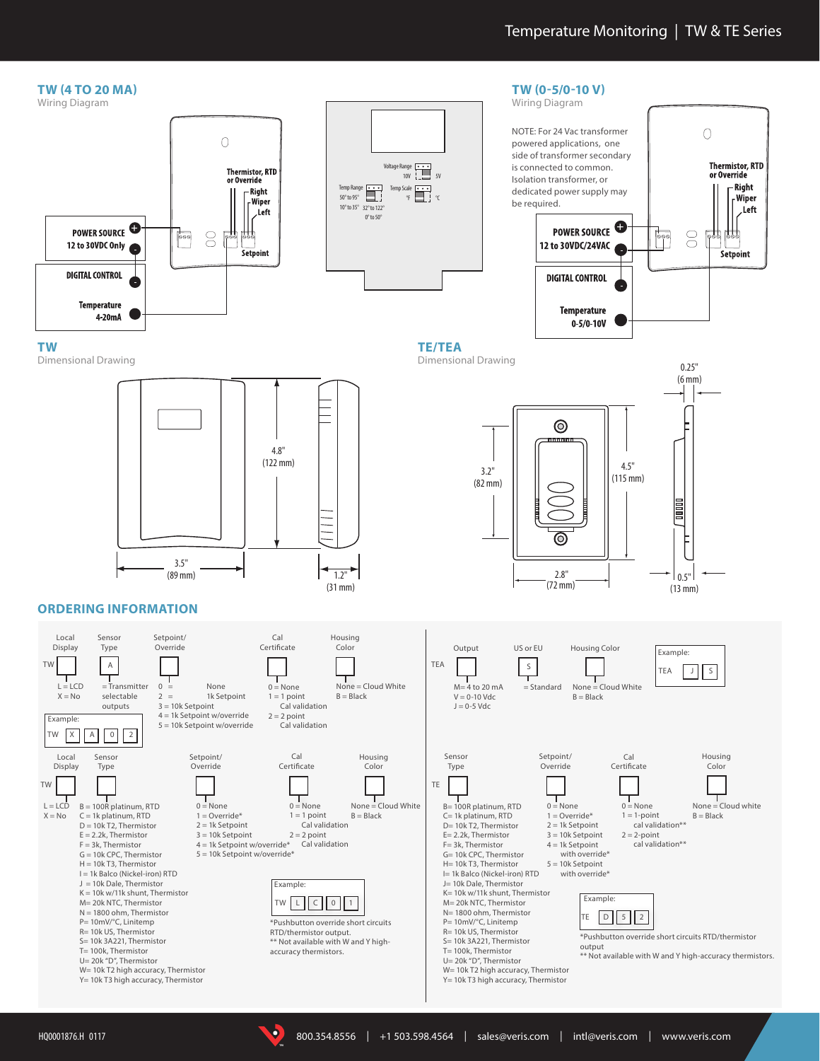## TW (4 TO 20 MA)

Wiring Diagram

Thermistor, RTD or Override

Right
Wiper
Left

POWER SOURCE +
12 to 30VDC Only -

Setpoint

DIGITAL CONTROL -

Temperature
4-20mA

Voltage Range 10V 5V

Temp Range 50° to 95° 10° to 35°

Temp Scale °F °C

32° to 122° 0° to 50°

## TW (0-5/0-10 V)

Wiring Diagram

NOTE: For 24 Vac transformer powered applications, one side of transformer secondary is connected to common. Isolation transformer, or dedicated power supply may be required.

Thermistor, RTD or Override

Right
Wiper
Left

POWER SOURCE +
12 to 30VDC/24VAC -

Setpoint

DIGITAL CONTROL -

Temperature
0-5/0-10V

## TW

Dimensional Drawing

4.8" (122 mm)

3.5" (89 mm)

1.2" (31 mm)

## TE/TEA

Dimensional Drawing

0.25" (6 mm)

3.2" (82 mm)

4.5" (115 mm)

2.8" (72 mm)

0.5" (13 mm)

## ORDERING INFORMATION

**TW** – Local Display / Sensor Type / Setpoint/Override / Cal Certificate / Housing Color

- Local Display: L = LCD; X = No
- Sensor Type: A = Transmitter selectable outputs
- Setpoint/Override: 0 = None; 2 = 1k Setpoint; 3 = 10k Setpoint; 4 = 1k Setpoint w/override; 5 = 10k Setpoint w/override
- Cal Certificate: 0 = None; 1 = 1 point Cal validation; 2 = 2 point Cal validation
- Housing Color: None = Cloud White; B = Black

Example: TW X A 0 2

**TEA** – Output / US or EU / Housing Color

- Output: M= 4 to 20 mA; V = 0-10 Vdc; J = 0-5 Vdc
- US or EU: S = Standard
- Housing Color: None = Cloud White; B = Black

Example: TEA J S

**TW** – Local Display / Sensor Type / Setpoint/Override / Cal Certificate / Housing Color

- Local Display: L = LCD; X = No
- Sensor Type:
  - B = 100R platinum, RTD
  - C = 1k platinum, RTD
  - D = 10k T2, Thermistor
  - E = 2.2k, Thermistor
  - F = 3k, Thermistor
  - G = 10k CPC, Thermistor
  - H = 10k T3, Thermistor
  - I = 1k Balco (Nickel-iron) RTD
  - J = 10k Dale, Thermistor
  - K = 10k w/11k shunt, Thermistor
  - M= 20k NTC, Thermistor
  - N = 1800 ohm, Thermistor
  - P= 10mV/°C, Linitemp
  - R= 10k US, Thermistor
  - S= 10k 3A221, Thermistor
  - T= 100k, Thermistor
  - U= 20k "D", Thermistor
  - W= 10k T2 high accuracy, Thermistor
  - Y= 10k T3 high accuracy, Thermistor
- Setpoint/Override: 0 = None; 1 = Override*; 2 = 1k Setpoint; 3 = 10k Setpoint; 4 = 1k Setpoint w/override*; 5 = 10k Setpoint w/override*
- Cal Certificate: 0 = None; 1 = 1 point Cal validation; 2 = 2 point Cal validation
- Housing Color: None = Cloud White; B = Black

Example: TW L C 0 1

*Pushbutton override short circuits RTD/thermistor output.
** Not available with W and Y high-accuracy thermistors.

**TE** – Sensor Type / Setpoint/Override / Cal Certificate / Housing Color

- Sensor Type:
  - B= 100R platinum, RTD
  - C= 1k platinum, RTD
  - D= 10k T2, Thermistor
  - E= 2.2k, Thermistor
  - F= 3k, Thermistor
  - G= 10k CPC, Thermistor
  - H= 10k T3, Thermistor
  - I= 1k Balco (Nickel-iron) RTD
  - J= 10k Dale, Thermistor
  - K= 10k w/11k shunt, Thermistor
  - M= 20k NTC, Thermistor
  - N= 1800 ohm, Thermistor
  - P= 10mV/°C, Linitemp
  - R= 10k US, Thermistor
  - S= 10k 3A221, Thermistor
  - T= 100k, Thermistor
  - U= 20k "D", Thermistor
  - W= 10k T2 high accuracy, Thermistor
  - Y= 10k T3 high accuracy, Thermistor
- Setpoint/Override: 0 = None; 1 = Override*; 2 = 1k Setpoint; 3 = 10k Setpoint; 4 = 1k Setpoint with override*; 5 = 10k Setpoint with override*
- Cal Certificate: 0 = None; 1 = 1-point cal validation**; 2 = 2-point cal validation**
- Housing Color: None = Cloud white; B = Black

Example: TE D 5 2

*Pushbutton override short circuits RTD/thermistor output
** Not available with W and Y high-accuracy thermistors.

HQ0001876.H 0117 | 800.354.8556 | +1 503.598.4564 | sales@veris.com | intl@veris.com | www.veris.com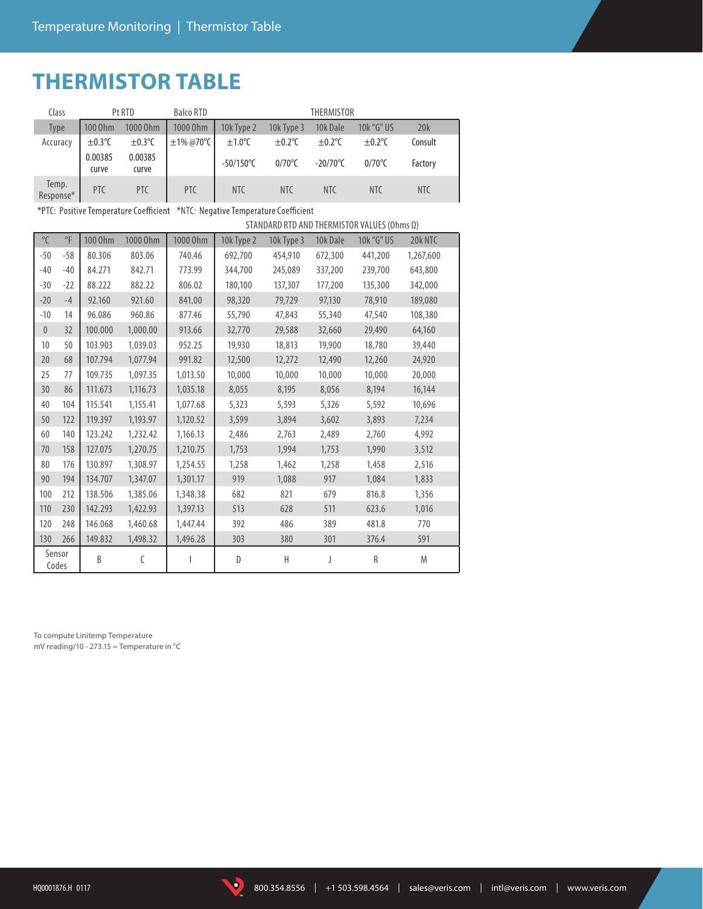# THERMISTOR TABLE

| Class | Pt RTD | | Balco RTD | THERMISTOR | | | | |
|---|---|---|---|---|---|---|---|---|
| Type | 100 Ohm | 1000 Ohm | 1000 Ohm | 10k Type 2 | 10k Type 3 | 10k Dale | 10k "G" US | 20k |
| Accuracy | ±0.3°C | ±0.3°C | ±1% @70°C | ±1.0°C | ±0.2°C | ±0.2°C | ±0.2°C | Consult |
| | 0.00385 curve | 0.00385 curve | | -50/150°C | 0/70°C | -20/70°C | 0/70°C | Factory |
| Temp. Response* | PTC | PTC | PTC | NTC | NTC | NTC | NTC | NTC |

*PTC: Positive Temperature Coefficient *NTC: Negative Temperature Coefficient

STANDARD RTD AND THERMISTOR VALUES (Ohms Ω)

| °C | °F | 100 Ohm | 1000 Ohm | 1000 Ohm | 10k Type 2 | 10k Type 3 | 10k Dale | 10k "G" US | 20k NTC |
|---|---|---|---|---|---|---|---|---|---|
| -50 | -58 | 80.306 | 803.06 | 740.46 | 692,700 | 454,910 | 672,300 | 441,200 | 1,267,600 |
| -40 | -40 | 84.271 | 842.71 | 773.99 | 344,700 | 245,089 | 337,200 | 239,700 | 643,800 |
| -30 | -22 | 88.222 | 882.22 | 806.02 | 180,100 | 137,307 | 177,200 | 135,300 | 342,000 |
| -20 | -4 | 92.160 | 921.60 | 841.00 | 98,320 | 79,729 | 97,130 | 78,910 | 189,080 |
| -10 | 14 | 96.086 | 960.86 | 877.46 | 55,790 | 47,843 | 55,340 | 47,540 | 108,380 |
| 0 | 32 | 100.000 | 1,000.00 | 913.66 | 32,770 | 29,588 | 32,660 | 29,490 | 64,160 |
| 10 | 50 | 103.903 | 1,039.03 | 952.25 | 19,930 | 18,813 | 19,900 | 18,780 | 39,440 |
| 20 | 68 | 107.794 | 1,077.94 | 991.82 | 12,500 | 12,272 | 12,490 | 12,260 | 24,920 |
| 25 | 77 | 109.735 | 1,097.35 | 1,013.50 | 10,000 | 10,000 | 10,000 | 10,000 | 20,000 |
| 30 | 86 | 111.673 | 1,116.73 | 1,035.18 | 8,055 | 8,195 | 8,056 | 8,194 | 16,144 |
| 40 | 104 | 115.541 | 1,155.41 | 1,077.68 | 5,323 | 5,593 | 5,326 | 5,592 | 10,696 |
| 50 | 122 | 119.397 | 1,193.97 | 1,120.52 | 3,599 | 3,894 | 3,602 | 3,893 | 7,234 |
| 60 | 140 | 123.242 | 1,232.42 | 1,166.13 | 2,486 | 2,763 | 2,489 | 2,760 | 4,992 |
| 70 | 158 | 127.075 | 1,270.75 | 1,210.75 | 1,753 | 1,994 | 1,753 | 1,990 | 3,512 |
| 80 | 176 | 130.897 | 1,308.97 | 1,254.55 | 1,258 | 1,462 | 1,258 | 1,458 | 2,516 |
| 90 | 194 | 134.707 | 1,347.07 | 1,301.17 | 919 | 1,088 | 917 | 1,084 | 1,833 |
| 100 | 212 | 138.506 | 1,385.06 | 1,348.38 | 682 | 821 | 679 | 816.8 | 1,356 |
| 110 | 230 | 142.293 | 1,422.93 | 1,397.13 | 513 | 628 | 511 | 623.6 | 1,016 |
| 120 | 248 | 146.068 | 1,460.68 | 1,447.44 | 392 | 486 | 389 | 481.8 | 770 |
| 130 | 266 | 149.832 | 1,498.32 | 1,496.28 | 303 | 380 | 301 | 376.4 | 591 |
| Sensor Codes | | B | C | I | D | H | J | R | M |

To compute Linitemp Temperature
mV reading/10 - 273.15 = Temperature in °C